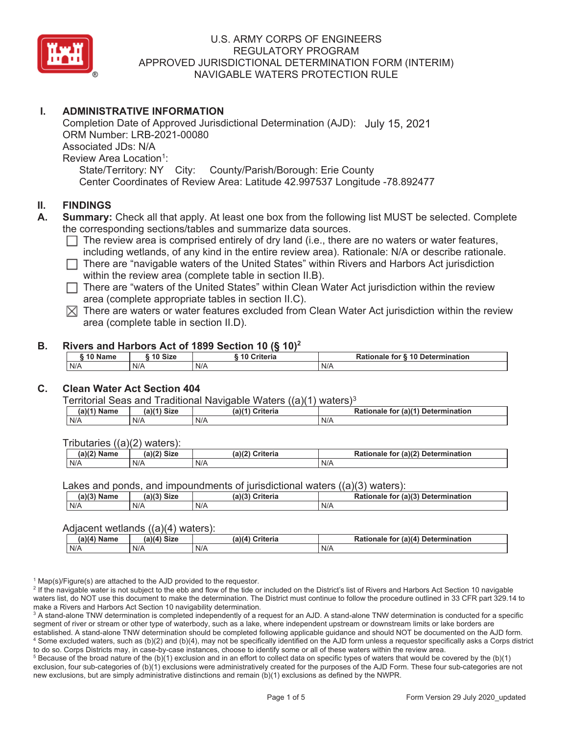# U.S. ARMY CORPS OF ENGINEERS
# REGULATORY PROGRAM
# APPROVED JURISDICTIONAL DETERMINATION FORM (INTERIM)
# NAVIGABLE WATERS PROTECTION RULE

## I. ADMINISTRATIVE INFORMATION

Completion Date of Approved Jurisdictional Determination (AJD): July 15, 2021
ORM Number: LRB-2021-00080
Associated JDs: N/A
Review Area Location[1]:
State/Territory: NY  City:  County/Parish/Borough: Erie County
Center Coordinates of Review Area: Latitude 42.997537 Longitude -78.892477

## II. FINDINGS

**A. Summary:** Check all that apply. At least one box from the following list MUST be selected. Complete the corresponding sections/tables and summarize data sources.

- ☐ The review area is comprised entirely of dry land (i.e., there are no waters or water features, including wetlands, of any kind in the entire review area). Rationale: N/A or describe rationale.
- ☐ There are "navigable waters of the United States" within Rivers and Harbors Act jurisdiction within the review area (complete table in section II.B).
- ☐ There are "waters of the United States" within Clean Water Act jurisdiction within the review area (complete appropriate tables in section II.C).
- ☒ There are waters or water features excluded from Clean Water Act jurisdiction within the review area (complete table in section II.D).

### B. Rivers and Harbors Act of 1899 Section 10 (§ 10)[2]

| § 10 Name | § 10 Size | § 10 Criteria | Rationale for § 10 Determination |
|---|---|---|---|
| N/A | N/A | N/A | N/A |

### C. Clean Water Act Section 404

Territorial Seas and Traditional Navigable Waters ((a)(1) waters)[3]

| (a)(1) Name | (a)(1) Size | (a)(1) Criteria | Rationale for (a)(1) Determination |
|---|---|---|---|
| N/A | N/A | N/A | N/A |

Tributaries ((a)(2) waters):

| (a)(2) Name | (a)(2) Size | (a)(2) Criteria | Rationale for (a)(2) Determination |
|---|---|---|---|
| N/A | N/A | N/A | N/A |

Lakes and ponds, and impoundments of jurisdictional waters ((a)(3) waters):

| (a)(3) Name | (a)(3) Size | (a)(3) Criteria | Rationale for (a)(3) Determination |
|---|---|---|---|
| N/A | N/A | N/A | N/A |

Adjacent wetlands ((a)(4) waters):

| (a)(4) Name | (a)(4) Size | (a)(4) Criteria | Rationale for (a)(4) Determination |
|---|---|---|---|
| N/A | N/A | N/A | N/A |

[1] Map(s)/Figure(s) are attached to the AJD provided to the requestor.
[2] If the navigable water is not subject to the ebb and flow of the tide or included on the District's list of Rivers and Harbors Act Section 10 navigable waters list, do NOT use this document to make the determination. The District must continue to follow the procedure outlined in 33 CFR part 329.14 to make a Rivers and Harbors Act Section 10 navigability determination.
[3] A stand-alone TNW determination is completed independently of a request for an AJD. A stand-alone TNW determination is conducted for a specific segment of river or stream or other type of waterbody, such as a lake, where independent upstream or downstream limits or lake borders are established. A stand-alone TNW determination should be completed following applicable guidance and should NOT be documented on the AJD form.
[4] Some excluded waters, such as (b)(2) and (b)(4), may not be specifically identified on the AJD form unless a requestor specifically asks a Corps district to do so. Corps Districts may, in case-by-case instances, choose to identify some or all of these waters within the review area.
[5] Because of the broad nature of the (b)(1) exclusion and in an effort to collect data on specific types of waters that would be covered by the (b)(1) exclusion, four sub-categories of (b)(1) exclusions were administratively created for the purposes of the AJD Form. These four sub-categories are not new exclusions, but are simply administrative distinctions and remain (b)(1) exclusions as defined by the NWPR.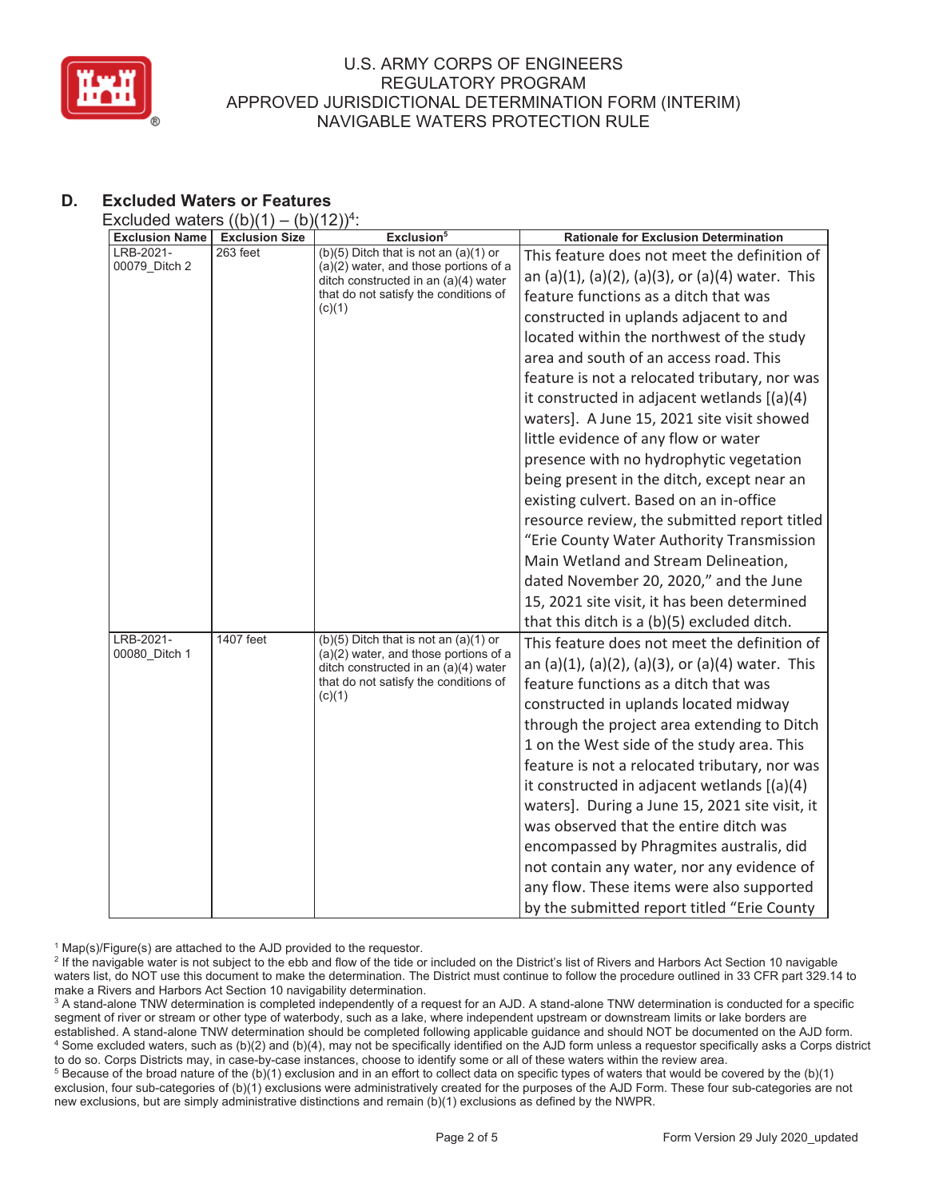## D. Excluded Waters or Features

Excluded waters ((b)(1) – (b)(12))[4]:

| Exclusion Name | Exclusion Size | Exclusion[5] | Rationale for Exclusion Determination |
|---|---|---|---|
| LRB-2021-00079_Ditch 2 | 263 feet | (b)(5) Ditch that is not an (a)(1) or (a)(2) water, and those portions of a ditch constructed in an (a)(4) water that do not satisfy the conditions of (c)(1) | This feature does not meet the definition of an (a)(1), (a)(2), (a)(3), or (a)(4) water. This feature functions as a ditch that was constructed in uplands adjacent to and located within the northwest of the study area and south of an access road. This feature is not a relocated tributary, nor was it constructed in adjacent wetlands [(a)(4) waters]. A June 15, 2021 site visit showed little evidence of any flow or water presence with no hydrophytic vegetation being present in the ditch, except near an existing culvert. Based on an in-office resource review, the submitted report titled "Erie County Water Authority Transmission Main Wetland and Stream Delineation, dated November 20, 2020," and the June 15, 2021 site visit, it has been determined that this ditch is a (b)(5) excluded ditch. |
| LRB-2021-00080_Ditch 1 | 1407 feet | (b)(5) Ditch that is not an (a)(1) or (a)(2) water, and those portions of a ditch constructed in an (a)(4) water that do not satisfy the conditions of (c)(1) | This feature does not meet the definition of an (a)(1), (a)(2), (a)(3), or (a)(4) water. This feature functions as a ditch that was constructed in uplands located midway through the project area extending to Ditch 1 on the West side of the study area. This feature is not a relocated tributary, nor was it constructed in adjacent wetlands [(a)(4) waters]. During a June 15, 2021 site visit, it was observed that the entire ditch was encompassed by Phragmites australis, did not contain any water, nor any evidence of any flow. These items were also supported by the submitted report titled "Erie County |

[1] Map(s)/Figure(s) are attached to the AJD provided to the requestor.
[2] If the navigable water is not subject to the ebb and flow of the tide or included on the District's list of Rivers and Harbors Act Section 10 navigable waters list, do NOT use this document to make the determination. The District must continue to follow the procedure outlined in 33 CFR part 329.14 to make a Rivers and Harbors Act Section 10 navigability determination.
[3] A stand-alone TNW determination is completed independently of a request for an AJD. A stand-alone TNW determination is conducted for a specific segment of river or stream or other type of waterbody, such as a lake, where independent upstream or downstream limits or lake borders are established. A stand-alone TNW determination should be completed following applicable guidance and should NOT be documented on the AJD form.
[4] Some excluded waters, such as (b)(2) and (b)(4), may not be specifically identified on the AJD form unless a requestor specifically asks a Corps district to do so. Corps Districts may, in case-by-case instances, choose to identify some or all of these waters within the review area.
[5] Because of the broad nature of the (b)(1) exclusion and in an effort to collect data on specific types of waters that would be covered by the (b)(1) exclusion, four sub-categories of (b)(1) exclusions were administratively created for the purposes of the AJD Form. These four sub-categories are not new exclusions, but are simply administrative distinctions and remain (b)(1) exclusions as defined by the NWPR.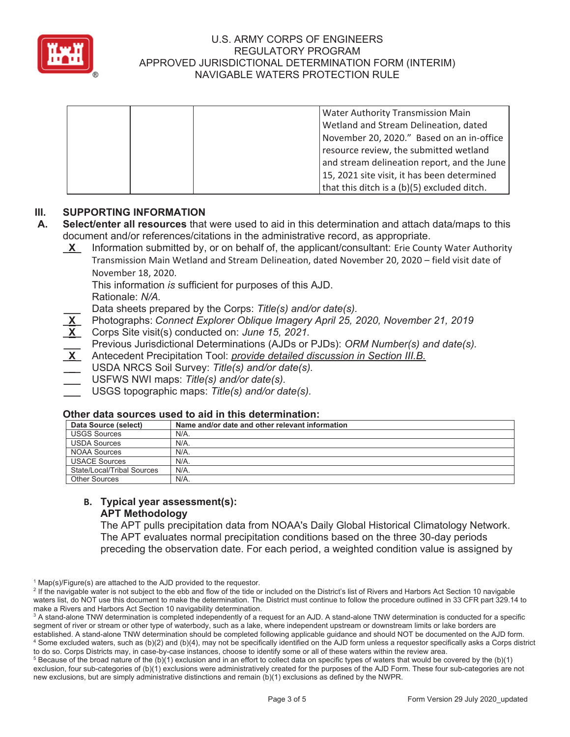| | | | Water Authority Transmission Main Wetland and Stream Delineation, dated November 20, 2020." Based on an in-office resource review, the submitted wetland and stream delineation report, and the June 15, 2021 site visit, it has been determined that this ditch is a (b)(5) excluded ditch. |
|---|---|---|---|

## III. SUPPORTING INFORMATION

**A. Select/enter all resources** that were used to aid in this determination and attach data/maps to this document and/or references/citations in the administrative record, as appropriate.

_X_ Information submitted by, or on behalf of, the applicant/consultant: Erie County Water Authority Transmission Main Wetland and Stream Delineation, dated November 20, 2020 – field visit date of November 18, 2020.
This information *is* sufficient for purposes of this AJD.
Rationale: *N/A.*

___ Data sheets prepared by the Corps: *Title(s) and/or date(s).*

_X_ Photographs: *Connect Explorer Oblique Imagery April 25, 2020, November 21, 2019*

_X_ Corps Site visit(s) conducted on: *June 15, 2021.*

___ Previous Jurisdictional Determinations (AJDs or PJDs): *ORM Number(s) and date(s).*

_X_ Antecedent Precipitation Tool: *provide detailed discussion in Section III.B.*

___ USDA NRCS Soil Survey: *Title(s) and/or date(s).*

___ USFWS NWI maps: *Title(s) and/or date(s).*

___ USGS topographic maps: *Title(s) and/or date(s).*

### Other data sources used to aid in this determination:

| Data Source (select) | Name and/or date and other relevant information |
|---|---|
| USGS Sources | N/A. |
| USDA Sources | N/A. |
| NOAA Sources | N/A. |
| USACE Sources | N/A. |
| State/Local/Tribal Sources | N/A. |
| Other Sources | N/A. |

**B. Typical year assessment(s):**

**APT Methodology**

The APT pulls precipitation data from NOAA's Daily Global Historical Climatology Network. The APT evaluates normal precipitation conditions based on the three 30-day periods preceding the observation date. For each period, a weighted condition value is assigned by

[1] Map(s)/Figure(s) are attached to the AJD provided to the requestor.

[2] If the navigable water is not subject to the ebb and flow of the tide or included on the District's list of Rivers and Harbors Act Section 10 navigable waters list, do NOT use this document to make the determination. The District must continue to follow the procedure outlined in 33 CFR part 329.14 to make a Rivers and Harbors Act Section 10 navigability determination.

[3] A stand-alone TNW determination is completed independently of a request for an AJD. A stand-alone TNW determination is conducted for a specific segment of river or stream or other type of waterbody, such as a lake, where independent upstream or downstream limits or lake borders are established. A stand-alone TNW determination should be completed following applicable guidance and should NOT be documented on the AJD form.

[4] Some excluded waters, such as (b)(2) and (b)(4), may not be specifically identified on the AJD form unless a requestor specifically asks a Corps district to do so. Corps Districts may, in case-by-case instances, choose to identify some or all of these waters within the review area.

[5] Because of the broad nature of the (b)(1) exclusion and in an effort to collect data on specific types of waters that would be covered by the (b)(1) exclusion, four sub-categories of (b)(1) exclusions were administratively created for the purposes of the AJD Form. These four sub-categories are not new exclusions, but are simply administrative distinctions and remain (b)(1) exclusions as defined by the NWPR.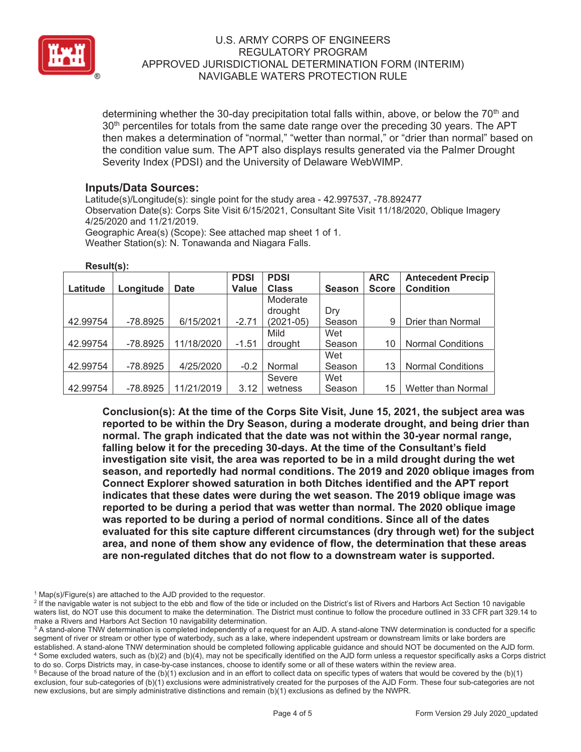determining whether the 30-day precipitation total falls within, above, or below the 70th and 30th percentiles for totals from the same date range over the preceding 30 years. The APT then makes a determination of "normal," "wetter than normal," or "drier than normal" based on the condition value sum. The APT also displays results generated via the Palmer Drought Severity Index (PDSI) and the University of Delaware WebWIMP.

### Inputs/Data Sources:

Latitude(s)/Longitude(s): single point for the study area - 42.997537, -78.892477
Observation Date(s): Corps Site Visit 6/15/2021, Consultant Site Visit 11/18/2020, Oblique Imagery 4/25/2020 and 11/21/2019.
Geographic Area(s) (Scope): See attached map sheet 1 of 1.
Weather Station(s): N. Tonawanda and Niagara Falls.

**Result(s):**

| Latitude | Longitude | Date | PDSI Value | PDSI Class | Season | ARC Score | Antecedent Precip Condition |
|---|---|---|---|---|---|---|---|
| 42.99754 | -78.8925 | 6/15/2021 | -2.71 | Moderate drought (2021-05) | Dry Season | 9 | Drier than Normal |
| 42.99754 | -78.8925 | 11/18/2020 | -1.51 | Mild drought | Wet Season | 10 | Normal Conditions |
| 42.99754 | -78.8925 | 4/25/2020 | -0.2 | Normal | Wet Season | 13 | Normal Conditions |
| 42.99754 | -78.8925 | 11/21/2019 | 3.12 | Severe wetness | Wet Season | 15 | Wetter than Normal |

**Conclusion(s): At the time of the Corps Site Visit, June 15, 2021, the subject area was reported to be within the Dry Season, during a moderate drought, and being drier than normal. The graph indicated that the date was not within the 30-year normal range, falling below it for the preceding 30-days. At the time of the Consultant's field investigation site visit, the area was reported to be in a mild drought during the wet season, and reportedly had normal conditions. The 2019 and 2020 oblique images from Connect Explorer showed saturation in both Ditches identified and the APT report indicates that these dates were during the wet season. The 2019 oblique image was reported to be during a period that was wetter than normal. The 2020 oblique image was reported to be during a period of normal conditions. Since all of the dates evaluated for this site capture different circumstances (dry through wet) for the subject area, and none of them show any evidence of flow, the determination that these areas are non-regulated ditches that do not flow to a downstream water is supported.**

[1] Map(s)/Figure(s) are attached to the AJD provided to the requestor.
[2] If the navigable water is not subject to the ebb and flow of the tide or included on the District's list of Rivers and Harbors Act Section 10 navigable waters list, do NOT use this document to make the determination. The District must continue to follow the procedure outlined in 33 CFR part 329.14 to make a Rivers and Harbors Act Section 10 navigability determination.
[3] A stand-alone TNW determination is completed independently of a request for an AJD. A stand-alone TNW determination is conducted for a specific segment of river or stream or other type of waterbody, such as a lake, where independent upstream or downstream limits or lake borders are established. A stand-alone TNW determination should be completed following applicable guidance and should NOT be documented on the AJD form.
[4] Some excluded waters, such as (b)(2) and (b)(4), may not be specifically identified on the AJD form unless a requestor specifically asks a Corps district to do so. Corps Districts may, in case-by-case instances, choose to identify some or all of these waters within the review area.
[5] Because of the broad nature of the (b)(1) exclusion and in an effort to collect data on specific types of waters that would be covered by the (b)(1) exclusion, four sub-categories of (b)(1) exclusions were administratively created for the purposes of the AJD Form. These four sub-categories are not new exclusions, but are simply administrative distinctions and remain (b)(1) exclusions as defined by the NWPR.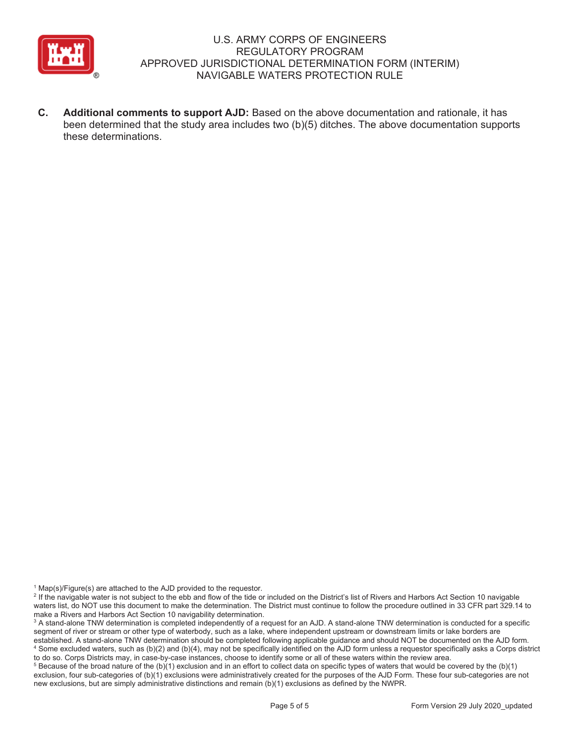**C. Additional comments to support AJD:** Based on the above documentation and rationale, it has been determined that the study area includes two (b)(5) ditches. The above documentation supports these determinations.

[1] Map(s)/Figure(s) are attached to the AJD provided to the requestor.
[2] If the navigable water is not subject to the ebb and flow of the tide or included on the District's list of Rivers and Harbors Act Section 10 navigable waters list, do NOT use this document to make the determination. The District must continue to follow the procedure outlined in 33 CFR part 329.14 to make a Rivers and Harbors Act Section 10 navigability determination.
[3] A stand-alone TNW determination is completed independently of a request for an AJD. A stand-alone TNW determination is conducted for a specific segment of river or stream or other type of waterbody, such as a lake, where independent upstream or downstream limits or lake borders are established. A stand-alone TNW determination should be completed following applicable guidance and should NOT be documented on the AJD form.
[4] Some excluded waters, such as (b)(2) and (b)(4), may not be specifically identified on the AJD form unless a requestor specifically asks a Corps district to do so. Corps Districts may, in case-by-case instances, choose to identify some or all of these waters within the review area.
[5] Because of the broad nature of the (b)(1) exclusion and in an effort to collect data on specific types of waters that would be covered by the (b)(1) exclusion, four sub-categories of (b)(1) exclusions were administratively created for the purposes of the AJD Form. These four sub-categories are not new exclusions, but are simply administrative distinctions and remain (b)(1) exclusions as defined by the NWPR.